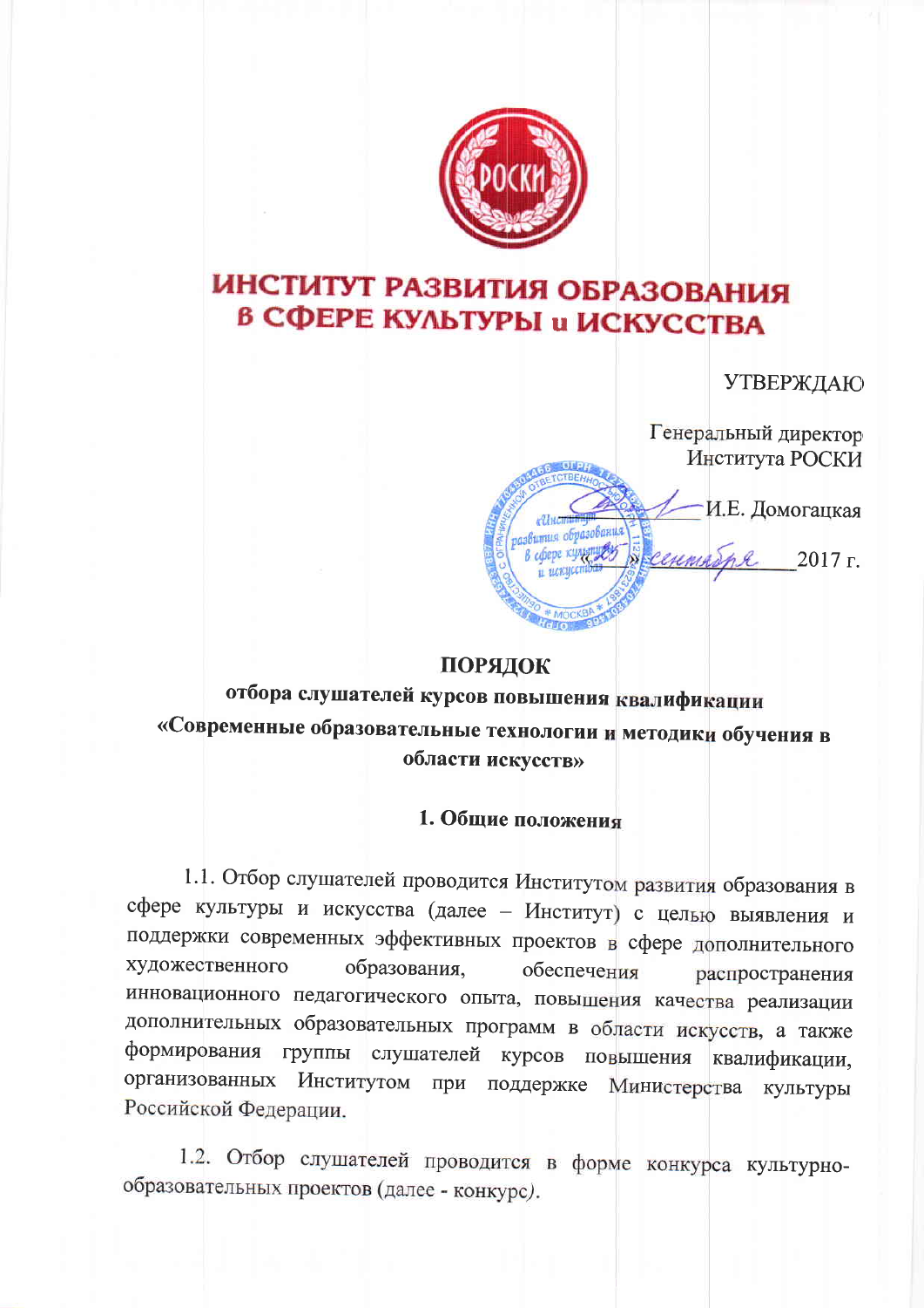# ИНСТИТУТ РАЗВИТИЯ ОБРАЗОВАНИЯ В СФЕРЕ КУЛЬТУРЫ и ИСКУССТВА

УТВЕРЖДАЮ

Генеральный директор
Института РОСКИ

_____________ И.Е. Домогацкая

«25» сентября 2017 г.

## ПОРЯДОК
### отбора слушателей курсов повышения квалификации «Современные образовательные технологии и методики обучения в области искусств»

### 1. Общие положения

1.1. Отбор слушателей проводится Институтом развития образования в сфере культуры и искусства (далее – Институт) с целью выявления и поддержки современных эффективных проектов в сфере дополнительного художественного образования, обеспечения распространения инновационного педагогического опыта, повышения качества реализации дополнительных образовательных программ в области искусств, а также формирования группы слушателей курсов повышения квалификации, организованных Институтом при поддержке Министерства культуры Российской Федерации.

1.2. Отбор слушателей проводится в форме конкурса культурно-образовательных проектов (далее - конкурс).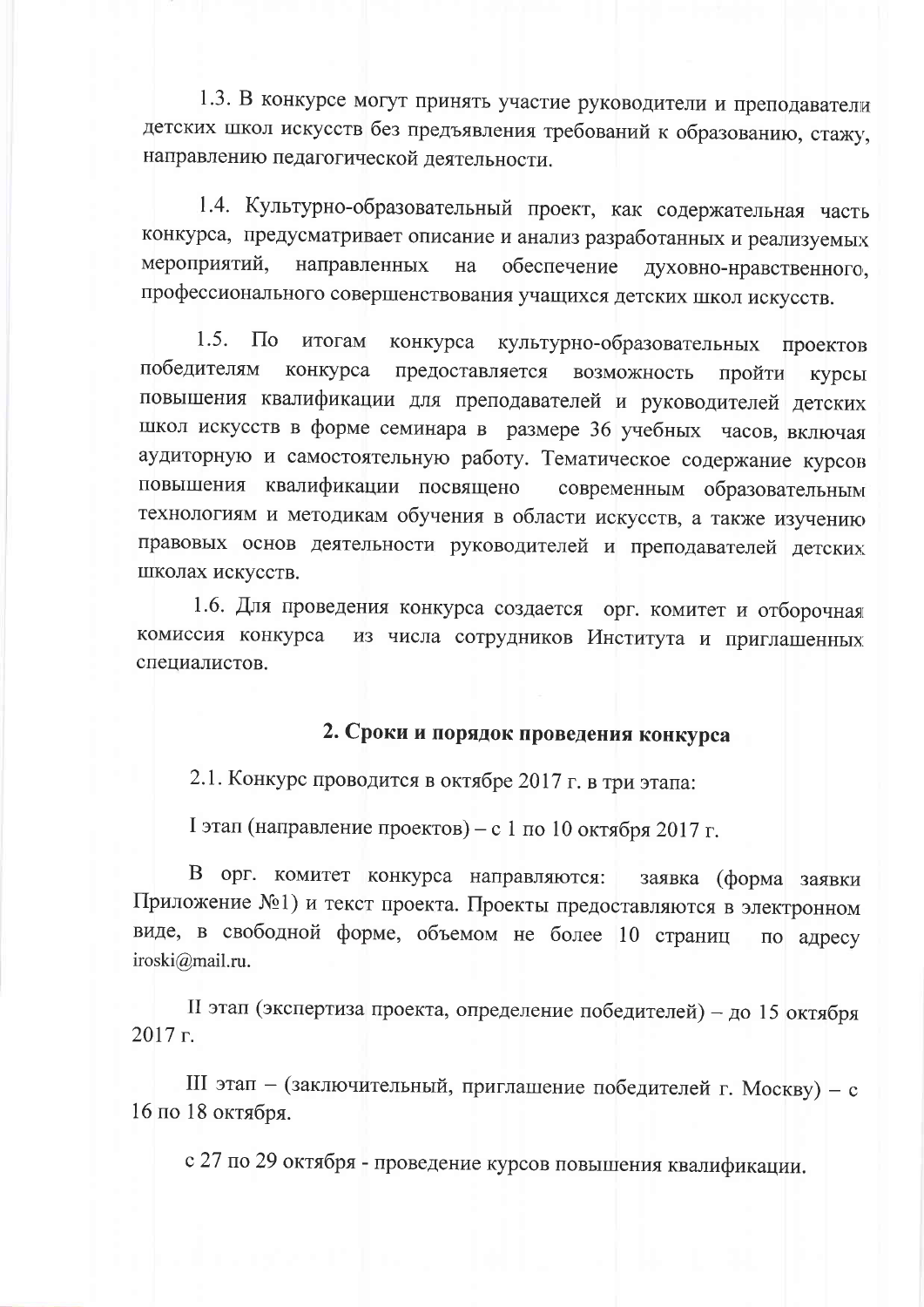1.3. В конкурсе могут принять участие руководители и преподаватели детских школ искусств без предъявления требований к образованию, стажу, направлению педагогической деятельности.

1.4. Культурно-образовательный проект, как содержательная часть конкурса, предусматривает описание и анализ разработанных и реализуемых мероприятий, направленных на обеспечение духовно-нравственного, профессионального совершенствования учащихся детских школ искусств.

1.5. По итогам конкурса культурно-образовательных проектов победителям конкурса предоставляется возможность пройти курсы повышения квалификации для преподавателей и руководителей детских школ искусств в форме семинара в размере 36 учебных часов, включая аудиторную и самостоятельную работу. Тематическое содержание курсов повышения квалификации посвящено современным образовательным технологиям и методикам обучения в области искусств, а также изучению правовых основ деятельности руководителей и преподавателей детских школах искусств.

1.6. Для проведения конкурса создается орг. комитет и отборочная комиссия конкурса из числа сотрудников Института и приглашенных специалистов.

## 2. Сроки и порядок проведения конкурса

2.1. Конкурс проводится в октябре 2017 г. в три этапа:

I этап (направление проектов) – с 1 по 10 октября 2017 г.

В орг. комитет конкурса направляются: заявка (форма заявки Приложение №1) и текст проекта. Проекты предоставляются в электронном виде, в свободной форме, объемом не более 10 страниц по адресу iroski@mail.ru.

II этап (экспертиза проекта, определение победителей) – до 15 октября 2017 г.

III этап – (заключительный, приглашение победителей г. Москву) – с 16 по 18 октября.

с 27 по 29 октября - проведение курсов повышения квалификации.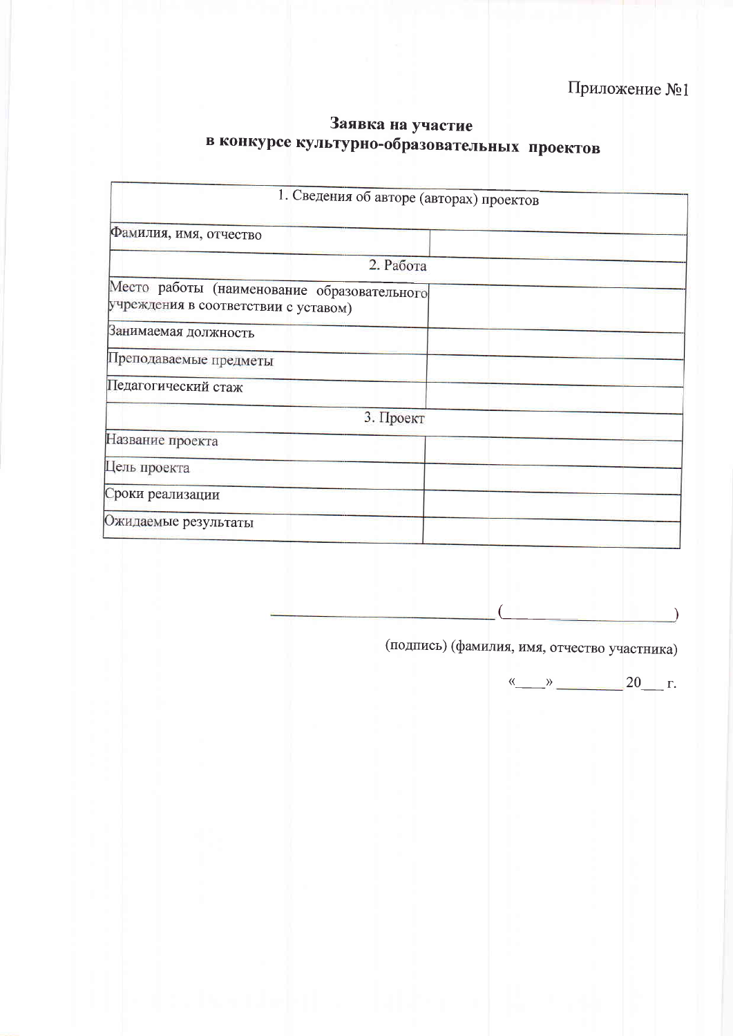Приложение №1

**Заявка на участие**
**в конкурсе культурно-образовательных проектов**

| | |
|---|---|
| 1. Сведения об авторе (авторах) проектов | |
| Фамилия, имя, отчество | |
| 2. Работа | |
| Место работы (наименование образовательного учреждения в соответствии с уставом) | |
| Занимаемая должность | |
| Преподаваемые предметы | |
| Педагогический стаж | |
| 3. Проект | |
| Название проекта | |
| Цель проекта | |
| Сроки реализации | |
| Ожидаемые результаты | |

_________________________ (_____________________)

(подпись) (фамилия, имя, отчество участника)

«____» ________ 20___ г.